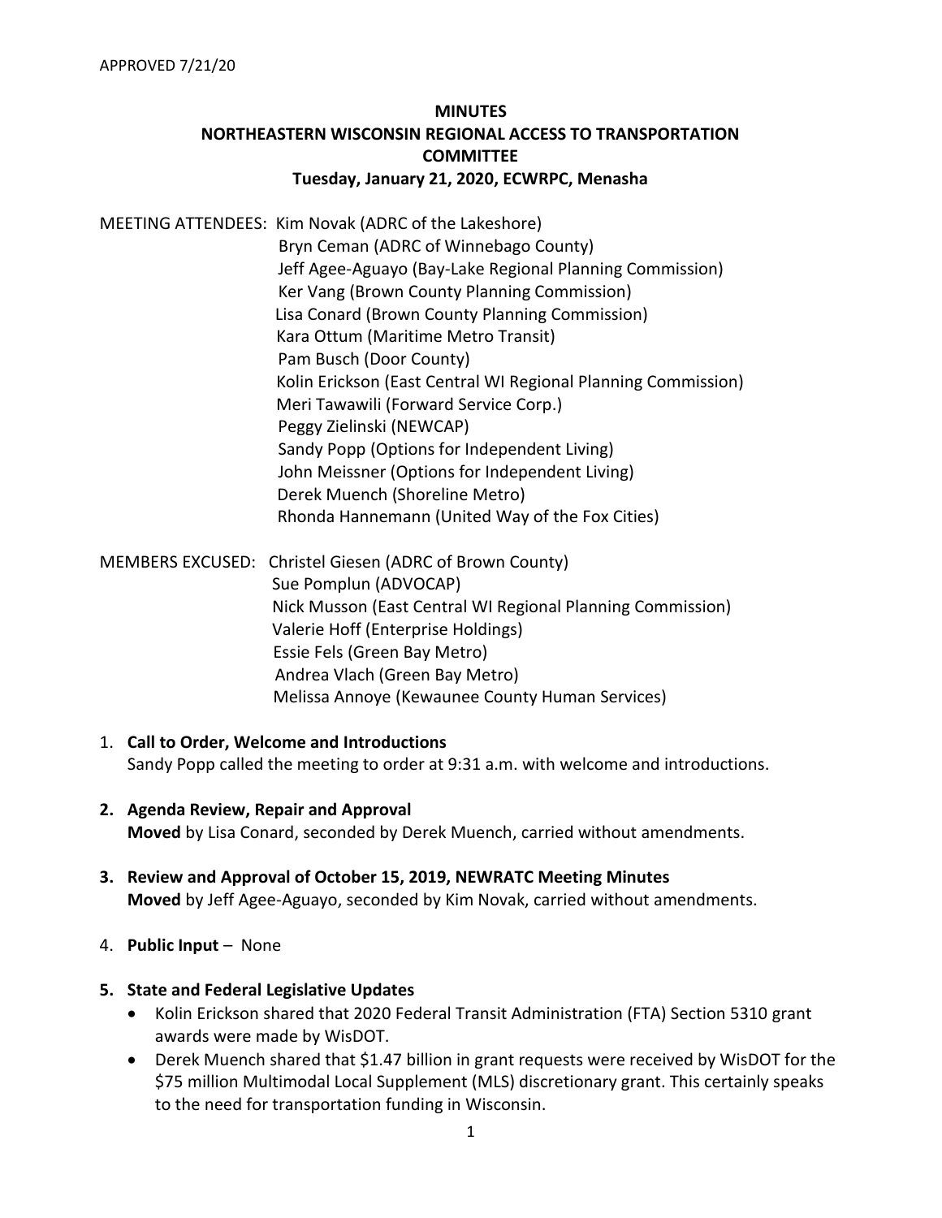APPROVED 7/21/20

# MINUTES
# NORTHEASTERN WISCONSIN REGIONAL ACCESS TO TRANSPORTATION COMMITTEE
## Tuesday, January 21, 2020, ECWRPC, Menasha

MEETING ATTENDEES: Kim Novak (ADRC of the Lakeshore)
Bryn Ceman (ADRC of Winnebago County)
Jeff Agee-Aguayo (Bay-Lake Regional Planning Commission)
Ker Vang (Brown County Planning Commission)
Lisa Conard (Brown County Planning Commission)
Kara Ottum (Maritime Metro Transit)
Pam Busch (Door County)
Kolin Erickson (East Central WI Regional Planning Commission)
Meri Tawawili (Forward Service Corp.)
Peggy Zielinski (NEWCAP)
Sandy Popp (Options for Independent Living)
John Meissner (Options for Independent Living)
Derek Muench (Shoreline Metro)
Rhonda Hannemann (United Way of the Fox Cities)

MEMBERS EXCUSED: Christel Giesen (ADRC of Brown County)
Sue Pomplun (ADVOCAP)
Nick Musson (East Central WI Regional Planning Commission)
Valerie Hoff (Enterprise Holdings)
Essie Fels (Green Bay Metro)
Andrea Vlach (Green Bay Metro)
Melissa Annoye (Kewaunee County Human Services)

1. **Call to Order, Welcome and Introductions**
   Sandy Popp called the meeting to order at 9:31 a.m. with welcome and introductions.

2. **Agenda Review, Repair and Approval**
   **Moved** by Lisa Conard, seconded by Derek Muench, carried without amendments.

3. **Review and Approval of October 15, 2019, NEWRATC Meeting Minutes**
   **Moved** by Jeff Agee-Aguayo, seconded by Kim Novak, carried without amendments.

4. **Public Input** – None

5. **State and Federal Legislative Updates**
   - Kolin Erickson shared that 2020 Federal Transit Administration (FTA) Section 5310 grant awards were made by WisDOT.
   - Derek Muench shared that $1.47 billion in grant requests were received by WisDOT for the $75 million Multimodal Local Supplement (MLS) discretionary grant. This certainly speaks to the need for transportation funding in Wisconsin.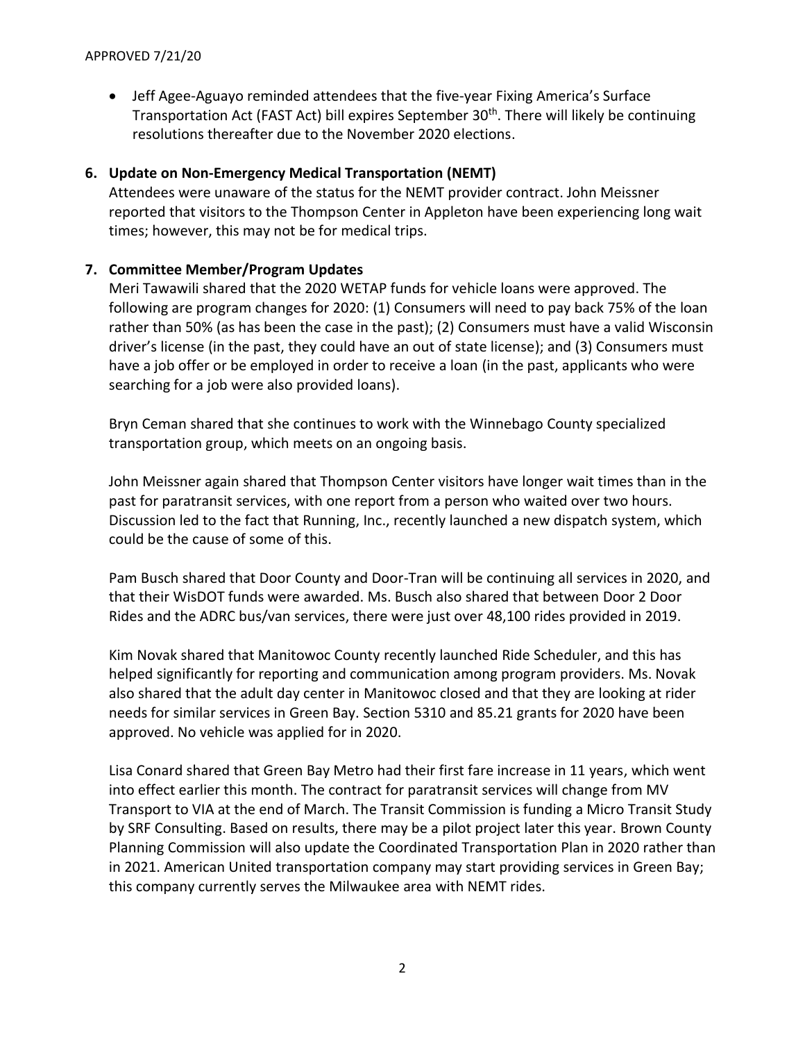APPROVED 7/21/20

- Jeff Agee-Aguayo reminded attendees that the five-year Fixing America's Surface Transportation Act (FAST Act) bill expires September 30th. There will likely be continuing resolutions thereafter due to the November 2020 elections.

**6. Update on Non-Emergency Medical Transportation (NEMT)**

Attendees were unaware of the status for the NEMT provider contract. John Meissner reported that visitors to the Thompson Center in Appleton have been experiencing long wait times; however, this may not be for medical trips.

**7. Committee Member/Program Updates**

Meri Tawawili shared that the 2020 WETAP funds for vehicle loans were approved. The following are program changes for 2020: (1) Consumers will need to pay back 75% of the loan rather than 50% (as has been the case in the past); (2) Consumers must have a valid Wisconsin driver's license (in the past, they could have an out of state license); and (3) Consumers must have a job offer or be employed in order to receive a loan (in the past, applicants who were searching for a job were also provided loans).

Bryn Ceman shared that she continues to work with the Winnebago County specialized transportation group, which meets on an ongoing basis.

John Meissner again shared that Thompson Center visitors have longer wait times than in the past for paratransit services, with one report from a person who waited over two hours. Discussion led to the fact that Running, Inc., recently launched a new dispatch system, which could be the cause of some of this.

Pam Busch shared that Door County and Door-Tran will be continuing all services in 2020, and that their WisDOT funds were awarded. Ms. Busch also shared that between Door 2 Door Rides and the ADRC bus/van services, there were just over 48,100 rides provided in 2019.

Kim Novak shared that Manitowoc County recently launched Ride Scheduler, and this has helped significantly for reporting and communication among program providers. Ms. Novak also shared that the adult day center in Manitowoc closed and that they are looking at rider needs for similar services in Green Bay. Section 5310 and 85.21 grants for 2020 have been approved. No vehicle was applied for in 2020.

Lisa Conard shared that Green Bay Metro had their first fare increase in 11 years, which went into effect earlier this month. The contract for paratransit services will change from MV Transport to VIA at the end of March. The Transit Commission is funding a Micro Transit Study by SRF Consulting. Based on results, there may be a pilot project later this year. Brown County Planning Commission will also update the Coordinated Transportation Plan in 2020 rather than in 2021. American United transportation company may start providing services in Green Bay; this company currently serves the Milwaukee area with NEMT rides.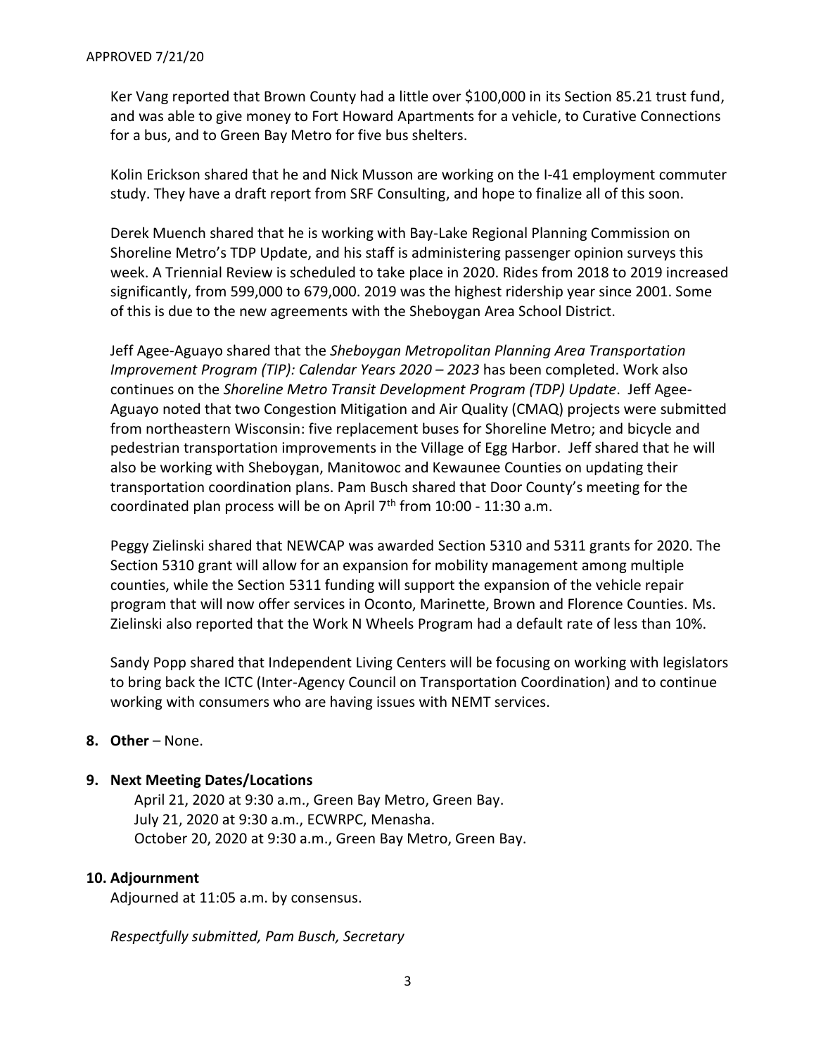APPROVED 7/21/20

Ker Vang reported that Brown County had a little over $100,000 in its Section 85.21 trust fund, and was able to give money to Fort Howard Apartments for a vehicle, to Curative Connections for a bus, and to Green Bay Metro for five bus shelters.

Kolin Erickson shared that he and Nick Musson are working on the I-41 employment commuter study. They have a draft report from SRF Consulting, and hope to finalize all of this soon.

Derek Muench shared that he is working with Bay-Lake Regional Planning Commission on Shoreline Metro's TDP Update, and his staff is administering passenger opinion surveys this week. A Triennial Review is scheduled to take place in 2020. Rides from 2018 to 2019 increased significantly, from 599,000 to 679,000. 2019 was the highest ridership year since 2001. Some of this is due to the new agreements with the Sheboygan Area School District.

Jeff Agee-Aguayo shared that the *Sheboygan Metropolitan Planning Area Transportation Improvement Program (TIP): Calendar Years 2020 – 2023* has been completed. Work also continues on the *Shoreline Metro Transit Development Program (TDP) Update*. Jeff Agee-Aguayo noted that two Congestion Mitigation and Air Quality (CMAQ) projects were submitted from northeastern Wisconsin: five replacement buses for Shoreline Metro; and bicycle and pedestrian transportation improvements in the Village of Egg Harbor. Jeff shared that he will also be working with Sheboygan, Manitowoc and Kewaunee Counties on updating their transportation coordination plans. Pam Busch shared that Door County's meeting for the coordinated plan process will be on April 7th from 10:00 - 11:30 a.m.

Peggy Zielinski shared that NEWCAP was awarded Section 5310 and 5311 grants for 2020. The Section 5310 grant will allow for an expansion for mobility management among multiple counties, while the Section 5311 funding will support the expansion of the vehicle repair program that will now offer services in Oconto, Marinette, Brown and Florence Counties. Ms. Zielinski also reported that the Work N Wheels Program had a default rate of less than 10%.

Sandy Popp shared that Independent Living Centers will be focusing on working with legislators to bring back the ICTC (Inter-Agency Council on Transportation Coordination) and to continue working with consumers who are having issues with NEMT services.

**8. Other** – None.

**9. Next Meeting Dates/Locations**

April 21, 2020 at 9:30 a.m., Green Bay Metro, Green Bay.
July 21, 2020 at 9:30 a.m., ECWRPC, Menasha.
October 20, 2020 at 9:30 a.m., Green Bay Metro, Green Bay.

**10. Adjournment**

Adjourned at 11:05 a.m. by consensus.

*Respectfully submitted, Pam Busch, Secretary*